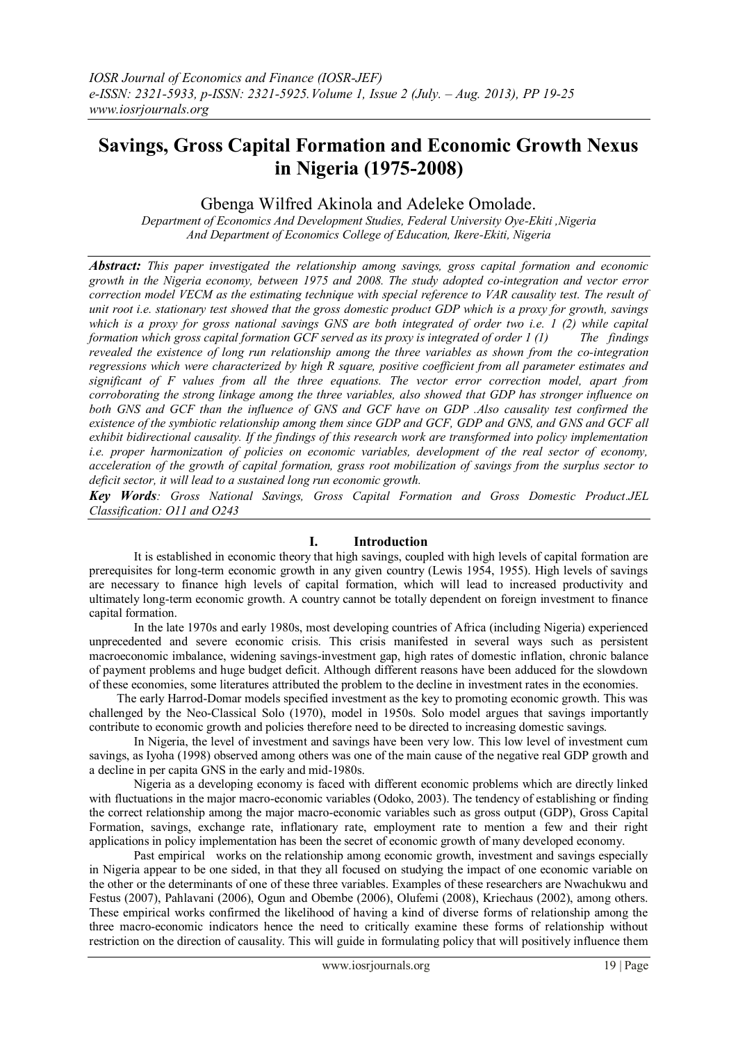# Savings, Gross Capital Formation and Economic Growth Nexus in Nigeria (1975-2008)

Gbenga Wilfred Akinola and Adeleke Omolade.

*Department of Economics And Development Studies, Federal University Oye-Ekiti ,Nigeria*
*And Department of Economics College of Education, Ikere-Ekiti, Nigeria*

***Abstract:*** *This paper investigated the relationship among savings, gross capital formation and economic growth in the Nigeria economy, between 1975 and 2008. The study adopted co-integration and vector error correction model VECM as the estimating technique with special reference to VAR causality test. The result of unit root i.e. stationary test showed that the gross domestic product GDP which is a proxy for growth, savings which is a proxy for gross national savings GNS are both integrated of order two i.e. 1 (2) while capital formation which gross capital formation GCF served as its proxy is integrated of order 1 (1) The findings revealed the existence of long run relationship among the three variables as shown from the co-integration regressions which were characterized by high R square, positive coefficient from all parameter estimates and significant of F values from all the three equations. The vector error correction model, apart from corroborating the strong linkage among the three variables, also showed that GDP has stronger influence on both GNS and GCF than the influence of GNS and GCF have on GDP .Also causality test confirmed the existence of the symbiotic relationship among them since GDP and GCF, GDP and GNS, and GNS and GCF all exhibit bidirectional causality. If the findings of this research work are transformed into policy implementation i.e. proper harmonization of policies on economic variables, development of the real sector of economy, acceleration of the growth of capital formation, grass root mobilization of savings from the surplus sector to deficit sector, it will lead to a sustained long run economic growth.*

***Key Words****: Gross National Savings, Gross Capital Formation and Gross Domestic Product.JEL Classification: O11 and O243*

## I. Introduction

It is established in economic theory that high savings, coupled with high levels of capital formation are prerequisites for long-term economic growth in any given country (Lewis 1954, 1955). High levels of savings are necessary to finance high levels of capital formation, which will lead to increased productivity and ultimately long-term economic growth. A country cannot be totally dependent on foreign investment to finance capital formation.

In the late 1970s and early 1980s, most developing countries of Africa (including Nigeria) experienced unprecedented and severe economic crisis. This crisis manifested in several ways such as persistent macroeconomic imbalance, widening savings-investment gap, high rates of domestic inflation, chronic balance of payment problems and huge budget deficit. Although different reasons have been adduced for the slowdown of these economies, some literatures attributed the problem to the decline in investment rates in the economies.

The early Harrod-Domar models specified investment as the key to promoting economic growth. This was challenged by the Neo-Classical Solo (1970), model in 1950s. Solo model argues that savings importantly contribute to economic growth and policies therefore need to be directed to increasing domestic savings.

In Nigeria, the level of investment and savings have been very low. This low level of investment cum savings, as Iyoha (1998) observed among others was one of the main cause of the negative real GDP growth and a decline in per capita GNS in the early and mid-1980s.

Nigeria as a developing economy is faced with different economic problems which are directly linked with fluctuations in the major macro-economic variables (Odoko, 2003). The tendency of establishing or finding the correct relationship among the major macro-economic variables such as gross output (GDP), Gross Capital Formation, savings, exchange rate, inflationary rate, employment rate to mention a few and their right applications in policy implementation has been the secret of economic growth of many developed economy.

Past empirical works on the relationship among economic growth, investment and savings especially in Nigeria appear to be one sided, in that they all focused on studying the impact of one economic variable on the other or the determinants of one of these three variables. Examples of these researchers are Nwachukwu and Festus (2007), Pahlavani (2006), Ogun and Obembe (2006), Olufemi (2008), Kriechaus (2002), among others. These empirical works confirmed the likelihood of having a kind of diverse forms of relationship among the three macro-economic indicators hence the need to critically examine these forms of relationship without restriction on the direction of causality. This will guide in formulating policy that will positively influence them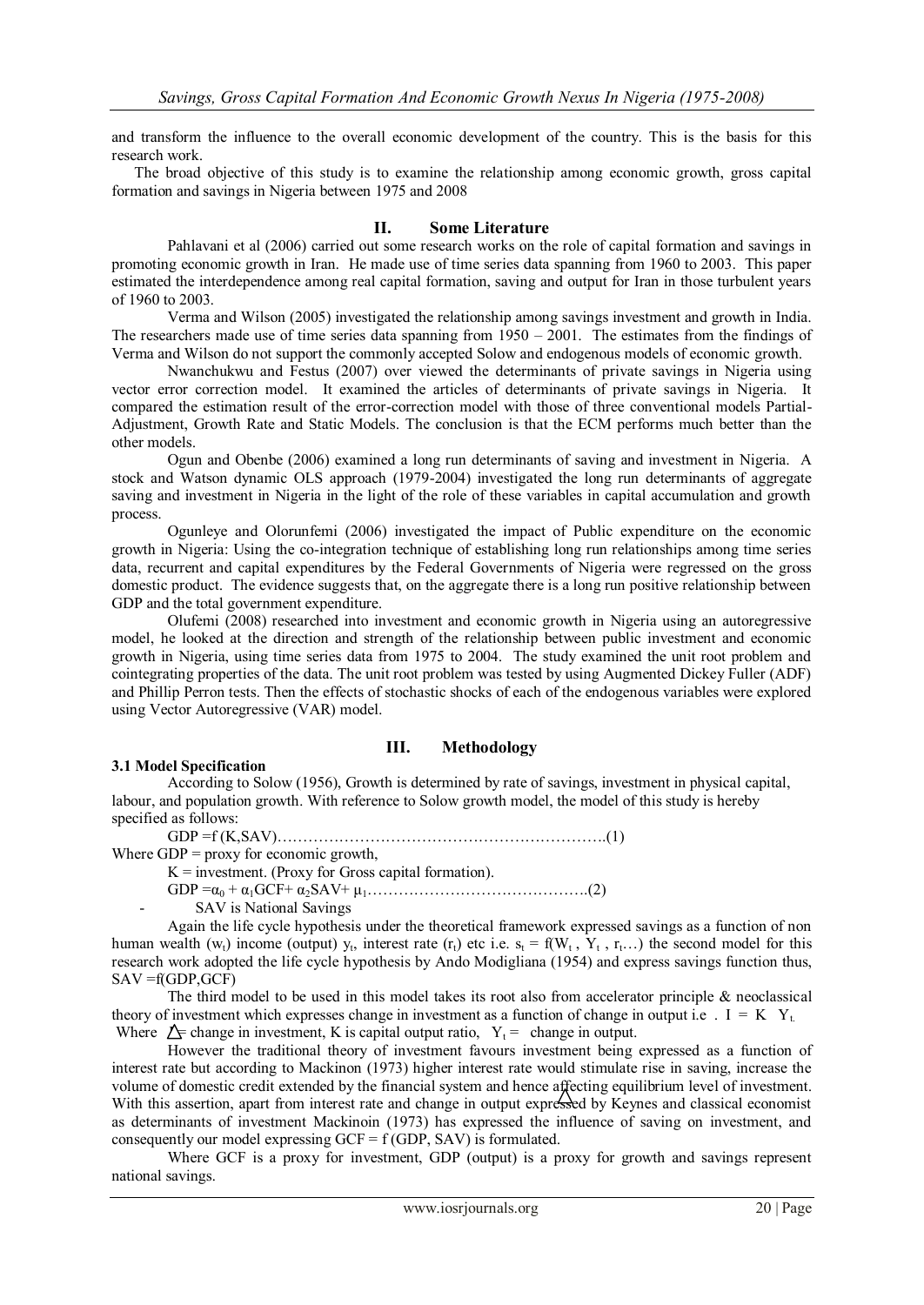and transform the influence to the overall economic development of the country. This is the basis for this research work.

The broad objective of this study is to examine the relationship among economic growth, gross capital formation and savings in Nigeria between 1975 and 2008

## II. Some Literature

Pahlavani et al (2006) carried out some research works on the role of capital formation and savings in promoting economic growth in Iran. He made use of time series data spanning from 1960 to 2003. This paper estimated the interdependence among real capital formation, saving and output for Iran in those turbulent years of 1960 to 2003.

Verma and Wilson (2005) investigated the relationship among savings investment and growth in India. The researchers made use of time series data spanning from 1950 – 2001. The estimates from the findings of Verma and Wilson do not support the commonly accepted Solow and endogenous models of economic growth.

Nwanchukwu and Festus (2007) over viewed the determinants of private savings in Nigeria using vector error correction model. It examined the articles of determinants of private savings in Nigeria. It compared the estimation result of the error-correction model with those of three conventional models Partial-Adjustment, Growth Rate and Static Models. The conclusion is that the ECM performs much better than the other models.

Ogun and Obenbe (2006) examined a long run determinants of saving and investment in Nigeria. A stock and Watson dynamic OLS approach (1979-2004) investigated the long run determinants of aggregate saving and investment in Nigeria in the light of the role of these variables in capital accumulation and growth process.

Ogunleye and Olorunfemi (2006) investigated the impact of Public expenditure on the economic growth in Nigeria: Using the co-integration technique of establishing long run relationships among time series data, recurrent and capital expenditures by the Federal Governments of Nigeria were regressed on the gross domestic product. The evidence suggests that, on the aggregate there is a long run positive relationship between GDP and the total government expenditure.

Olufemi (2008) researched into investment and economic growth in Nigeria using an autoregressive model, he looked at the direction and strength of the relationship between public investment and economic growth in Nigeria, using time series data from 1975 to 2004. The study examined the unit root problem and cointegrating properties of the data. The unit root problem was tested by using Augmented Dickey Fuller (ADF) and Phillip Perron tests. Then the effects of stochastic shocks of each of the endogenous variables were explored using Vector Autoregressive (VAR) model.

## III. Methodology

### 3.1 Model Specification

According to Solow (1956), Growth is determined by rate of savings, investment in physical capital, labour, and population growth. With reference to Solow growth model, the model of this study is hereby specified as follows:

$GDP = f(K, SAV)$……………………………………………………………..(1)

Where GDP = proxy for economic growth,

K = investment. (Proxy for Gross capital formation).

$GDP = \alpha_0 + \alpha_1 GCF + \alpha_2 SAV + \mu_1$……………………………………..(2)

- SAV is National Savings

Again the life cycle hypothesis under the theoretical framework expressed savings as a function of non human wealth ($w_t$) income (output) $y_t$, interest rate ($r_t$) etc i.e. $s_t = f(W_t, Y_t, r_t \ldots)$ the second model for this research work adopted the life cycle hypothesis by Ando Modigliana (1954) and express savings function thus, SAV =f(GDP,GCF)

The third model to be used in this model takes its root also from accelerator principle & neoclassical theory of investment which expresses change in investment as a function of change in output i.e . $I = K \; Y_t$. Where $\triangle$= change in investment, K is capital output ratio, $Y_t$ = change in output.

However the traditional theory of investment favours investment being expressed as a function of interest rate but according to Mackinon (1973) higher interest rate would stimulate rise in saving, increase the volume of domestic credit extended by the financial system and hence affecting equilibrium level of investment. With this assertion, apart from interest rate and change in output expressed by Keynes and classical economist as determinants of investment Mackinoin (1973) has expressed the influence of saving on investment, and consequently our model expressing GCF = f (GDP, SAV) is formulated.

Where GCF is a proxy for investment, GDP (output) is a proxy for growth and savings represent national savings.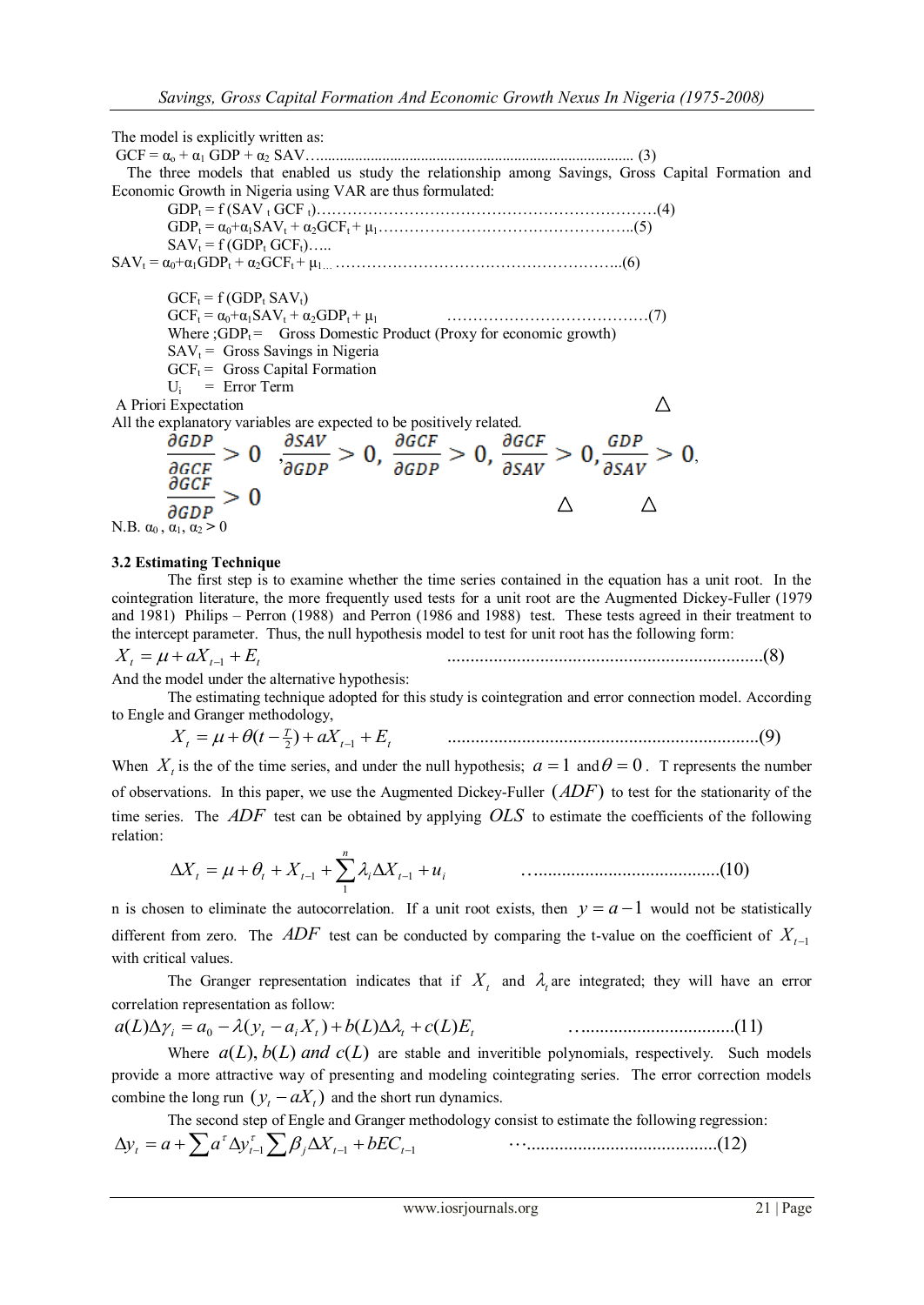The model is explicitly written as:

$GCF = \alpha_o + \alpha_1 GDP + \alpha_2 SAV$ …................................................................................ (3)

The three models that enabled us study the relationship among Savings, Gross Capital Formation and Economic Growth in Nigeria using VAR are thus formulated:

$GDP_t = f(SAV_t\ GCF_t)$………………………………………………………….(4)

$GDP_t = \alpha_0+\alpha_1 SAV_t + \alpha_2 GCF_t + \mu_1$…………………………………………..(5)

$SAV_t = f(GDP_t\ GCF_t)$…..

$SAV_t = \alpha_0+\alpha_1 GDP_t + \alpha_2 GCF_t + \mu_1$… ………………………………………………..(6)

$GCF_t = f(GDP_t\ SAV_t)$

$GCF_t = \alpha_0+\alpha_1 SAV_t + \alpha_2 GDP_t + \mu_1$ …………………………………(7)

Where ; $GDP_t$ = Gross Domestic Product (Proxy for economic growth)

$SAV_t$ = Gross Savings in Nigeria

$GCF_t$ = Gross Capital Formation

$U_i$ = Error Term

A Priori Expectation

All the explanatory variables are expected to be positively related.

$$\frac{\partial GDP}{\partial GCF} > 0\ ,\frac{\partial SAV}{\partial GDP} > 0,\ \frac{\partial GCF}{\partial GDP} > 0,\ \frac{\partial GCF}{\partial SAV} > 0, \frac{GDP}{\partial SAV} > 0,$$

$$\frac{\partial GCF}{\partial GDP} > 0$$

N.B. $\alpha_0$ , $\alpha_1$, $\alpha_2 > 0$

### 3.2 Estimating Technique

The first step is to examine whether the time series contained in the equation has a unit root. In the cointegration literature, the more frequently used tests for a unit root are the Augmented Dickey-Fuller (1979 and 1981) Philips – Perron (1988) and Perron (1986 and 1988) test. These tests agreed in their treatment to the intercept parameter. Thus, the null hypothesis model to test for unit root has the following form:

$$X_t = \mu + aX_{t-1} + E_t \qquad \text{.......................................................................(8)}$$

And the model under the alternative hypothesis:

The estimating technique adopted for this study is cointegration and error connection model. According to Engle and Granger methodology,

$$X_t = \mu + \theta(t - \tfrac{T}{2}) + aX_{t-1} + E_t \qquad \text{...................................................................(9)}$$

When $X_t$ is the of the time series, and under the null hypothesis; $a = 1$ and $\theta = 0$ . T represents the number of observations. In this paper, we use the Augmented Dickey-Fuller $(ADF)$ to test for the stationarity of the time series. The $ADF$ test can be obtained by applying $OLS$ to estimate the coefficients of the following relation:

$$\Delta X_t = \mu + \theta_t + X_{t-1} + \sum_{1}^{n} \lambda_i \Delta X_{t-1} + u_i \qquad \text{….......................................(10)}$$

n is chosen to eliminate the autocorrelation. If a unit root exists, then $y = a - 1$ would not be statistically different from zero. The $ADF$ test can be conducted by comparing the t-value on the coefficient of $X_{t-1}$ with critical values.

The Granger representation indicates that if $X_t$ and $\lambda_t$ are integrated; they will have an error correlation representation as follow:

$$a(L)\Delta\gamma_i = a_0 - \lambda(y_t - a_i X_t) + b(L)\Delta\lambda_t + c(L)E_t \qquad \text{…...............................(11)}$$

Where $a(L), b(L)\ and\ c(L)$ are stable and inveritible polynomials, respectively. Such models provide a more attractive way of presenting and modeling cointegrating series. The error correction models combine the long run $(y_t - aX_t)$ and the short run dynamics.

The second step of Engle and Granger methodology consist to estimate the following regression:

$$\Delta y_t = a + \sum a^{\tau} \Delta y^{\tau}_{t-1} \sum \beta_j \Delta X_{t-1} + bEC_{t-1} \qquad \text{⋯.........................................(12)}$$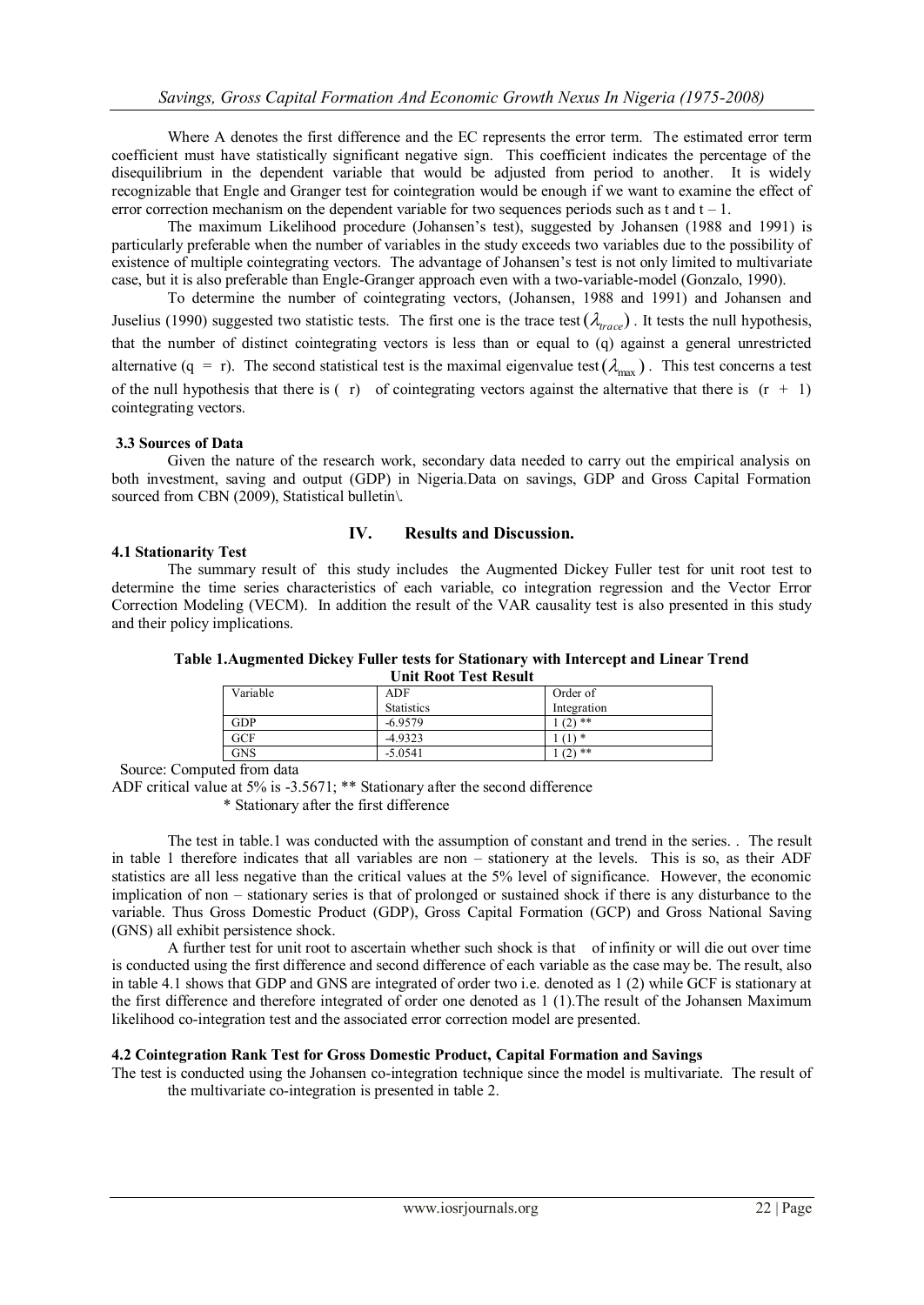Where A denotes the first difference and the EC represents the error term. The estimated error term coefficient must have statistically significant negative sign. This coefficient indicates the percentage of the disequilibrium in the dependent variable that would be adjusted from period to another. It is widely recognizable that Engle and Granger test for cointegration would be enough if we want to examine the effect of error correction mechanism on the dependent variable for two sequences periods such as t and t – 1.

The maximum Likelihood procedure (Johansen's test), suggested by Johansen (1988 and 1991) is particularly preferable when the number of variables in the study exceeds two variables due to the possibility of existence of multiple cointegrating vectors. The advantage of Johansen's test is not only limited to multivariate case, but it is also preferable than Engle-Granger approach even with a two-variable-model (Gonzalo, 1990).

To determine the number of cointegrating vectors, (Johansen, 1988 and 1991) and Johansen and Juselius (1990) suggested two statistic tests. The first one is the trace test $(\lambda_{trace})$. It tests the null hypothesis, that the number of distinct cointegrating vectors is less than or equal to (q) against a general unrestricted alternative (q = r). The second statistical test is the maximal eigenvalue test $(\lambda_{max})$. This test concerns a test of the null hypothesis that there is ( r) of cointegrating vectors against the alternative that there is (r + 1) cointegrating vectors.

### 3.3 Sources of Data

Given the nature of the research work, secondary data needed to carry out the empirical analysis on both investment, saving and output (GDP) in Nigeria.Data on savings, GDP and Gross Capital Formation sourced from CBN (2009), Statistical bulletin\.

## IV. Results and Discussion.

### 4.1 Stationarity Test

The summary result of this study includes the Augmented Dickey Fuller test for unit root test to determine the time series characteristics of each variable, co integration regression and the Vector Error Correction Modeling (VECM). In addition the result of the VAR causality test is also presented in this study and their policy implications.

**Table 1.Augmented Dickey Fuller tests for Stationary with Intercept and Linear Trend**

**Unit Root Test Result**

| Variable | ADF Statistics | Order of Integration |
|---|---|---|
| GDP | -6.9579 | 1 (2) ** |
| GCF | -4.9323 | 1 (1) * |
| GNS | -5.0541 | 1 (2) ** |

Source: Computed from data

ADF critical value at 5% is -3.5671; ** Stationary after the second difference

\* Stationary after the first difference

The test in table.1 was conducted with the assumption of constant and trend in the series. . The result in table 1 therefore indicates that all variables are non – stationery at the levels. This is so, as their ADF statistics are all less negative than the critical values at the 5% level of significance. However, the economic implication of non – stationary series is that of prolonged or sustained shock if there is any disturbance to the variable. Thus Gross Domestic Product (GDP), Gross Capital Formation (GCP) and Gross National Saving (GNS) all exhibit persistence shock.

A further test for unit root to ascertain whether such shock is that of infinity or will die out over time is conducted using the first difference and second difference of each variable as the case may be. The result, also in table 4.1 shows that GDP and GNS are integrated of order two i.e. denoted as 1 (2) while GCF is stationary at the first difference and therefore integrated of order one denoted as 1 (1).The result of the Johansen Maximum likelihood co-integration test and the associated error correction model are presented.

### 4.2 Cointegration Rank Test for Gross Domestic Product, Capital Formation and Savings

The test is conducted using the Johansen co-integration technique since the model is multivariate. The result of the multivariate co-integration is presented in table 2.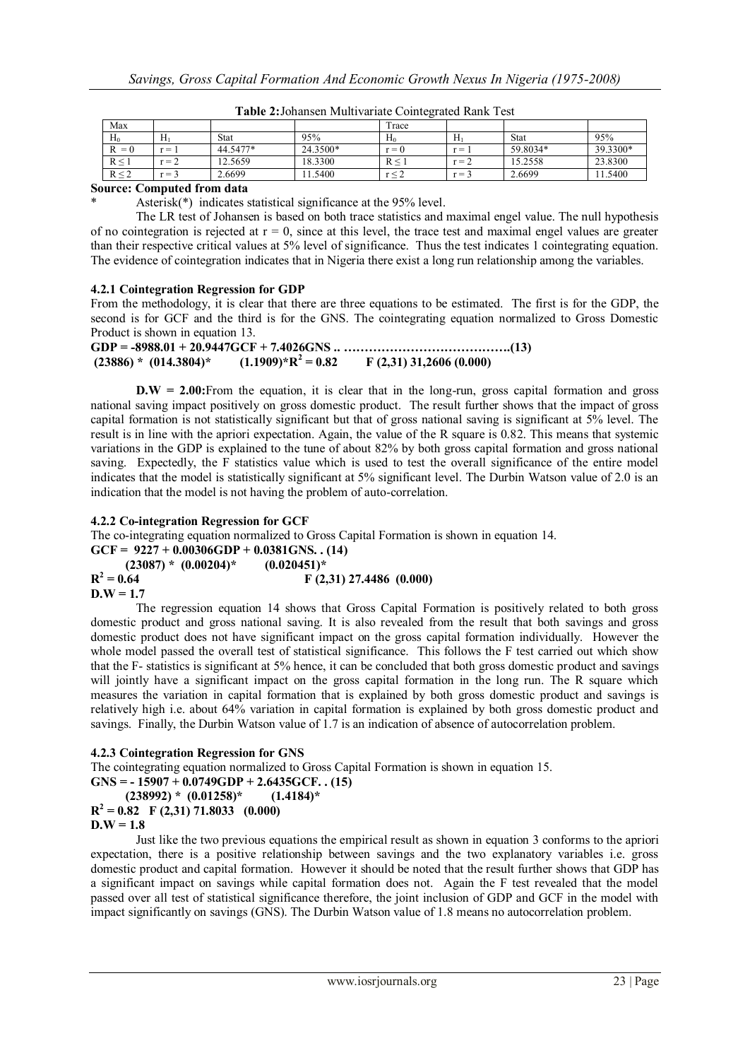**Table 2:** Johansen Multivariate Cointegrated Rank Test

| Max | | | | Trace | | | |
|---|---|---|---|---|---|---|---|
| $H_0$ | $H_1$ | Stat | 95% | $H_0$ | $H_1$ | Stat | 95% |
| $R = 0$ | $r = 1$ | 44.5477* | 24.3500* | $r = 0$ | $r = 1$ | 59.8034* | 39.3300* |
| $R \leq 1$ | $r = 2$ | 12.5659 | 18.3300 | $R \leq 1$ | $r = 2$ | 15.2558 | 23.8300 |
| $R \leq 2$ | $r = 3$ | 2.6699 | 11.5400 | $r \leq 2$ | $r = 3$ | 2.6699 | 11.5400 |

**Source: Computed from data**

\* Asterisk(*) indicates statistical significance at the 95% level.

The LR test of Johansen is based on both trace statistics and maximal engel value. The null hypothesis of no cointegration is rejected at r = 0, since at this level, the trace test and maximal engel values are greater than their respective critical values at 5% level of significance. Thus the test indicates 1 cointegrating equation. The evidence of cointegration indicates that in Nigeria there exist a long run relationship among the variables.

### 4.2.1 Cointegration Regression for GDP

From the methodology, it is clear that there are three equations to be estimated. The first is for the GDP, the second is for GCF and the third is for the GNS. The cointegrating equation normalized to Gross Domestic Product is shown in equation 13.

**GDP = -8988.01 + 20.9447GCF + 7.4026GNS .. …………………………………(13)**
**(23886) \* (014.3804)\* (1.1909)\*$R^2 = 0.82$ F (2,31) 31,2606 (0.000)**

**D.W = 2.00:** From the equation, it is clear that in the long-run, gross capital formation and gross national saving impact positively on gross domestic product. The result further shows that the impact of gross capital formation is not statistically significant but that of gross national saving is significant at 5% level. The result is in line with the apriori expectation. Again, the value of the R square is 0.82. This means that systemic variations in the GDP is explained to the tune of about 82% by both gross capital formation and gross national saving. Expectedly, the F statistics value which is used to test the overall significance of the entire model indicates that the model is statistically significant at 5% significant level. The Durbin Watson value of 2.0 is an indication that the model is not having the problem of auto-correlation.

### 4.2.2 Co-integration Regression for GCF

The co-integrating equation normalized to Gross Capital Formation is shown in equation 14.

**GCF = 9227 + 0.00306GDP + 0.0381GNS. . (14)**
**(23087) \* (0.00204)\* (0.020451)\***
**$R^2 = 0.64$ F (2,31) 27.4486 (0.000)**
**D.W = 1.7**

The regression equation 14 shows that Gross Capital Formation is positively related to both gross domestic product and gross national saving. It is also revealed from the result that both savings and gross domestic product does not have significant impact on the gross capital formation individually. However the whole model passed the overall test of statistical significance. This follows the F test carried out which show that the F- statistics is significant at 5% hence, it can be concluded that both gross domestic product and savings will jointly have a significant impact on the gross capital formation in the long run. The R square which measures the variation in capital formation that is explained by both gross domestic product and savings is relatively high i.e. about 64% variation in capital formation is explained by both gross domestic product and savings. Finally, the Durbin Watson value of 1.7 is an indication of absence of autocorrelation problem.

### 4.2.3 Cointegration Regression for GNS

The cointegrating equation normalized to Gross Capital Formation is shown in equation 15.

**GNS = - 15907 + 0.0749GDP + 2.6435GCF. . (15)**
**(238992) \* (0.01258)\* (1.4184)\***
**$R^2 = 0.82$ F (2,31) 71.8033 (0.000)**
**D.W = 1.8**

Just like the two previous equations the empirical result as shown in equation 3 conforms to the apriori expectation, there is a positive relationship between savings and the two explanatory variables i.e. gross domestic product and capital formation. However it should be noted that the result further shows that GDP has a significant impact on savings while capital formation does not. Again the F test revealed that the model passed over all test of statistical significance therefore, the joint inclusion of GDP and GCF in the model with impact significantly on savings (GNS). The Durbin Watson value of 1.8 means no autocorrelation problem.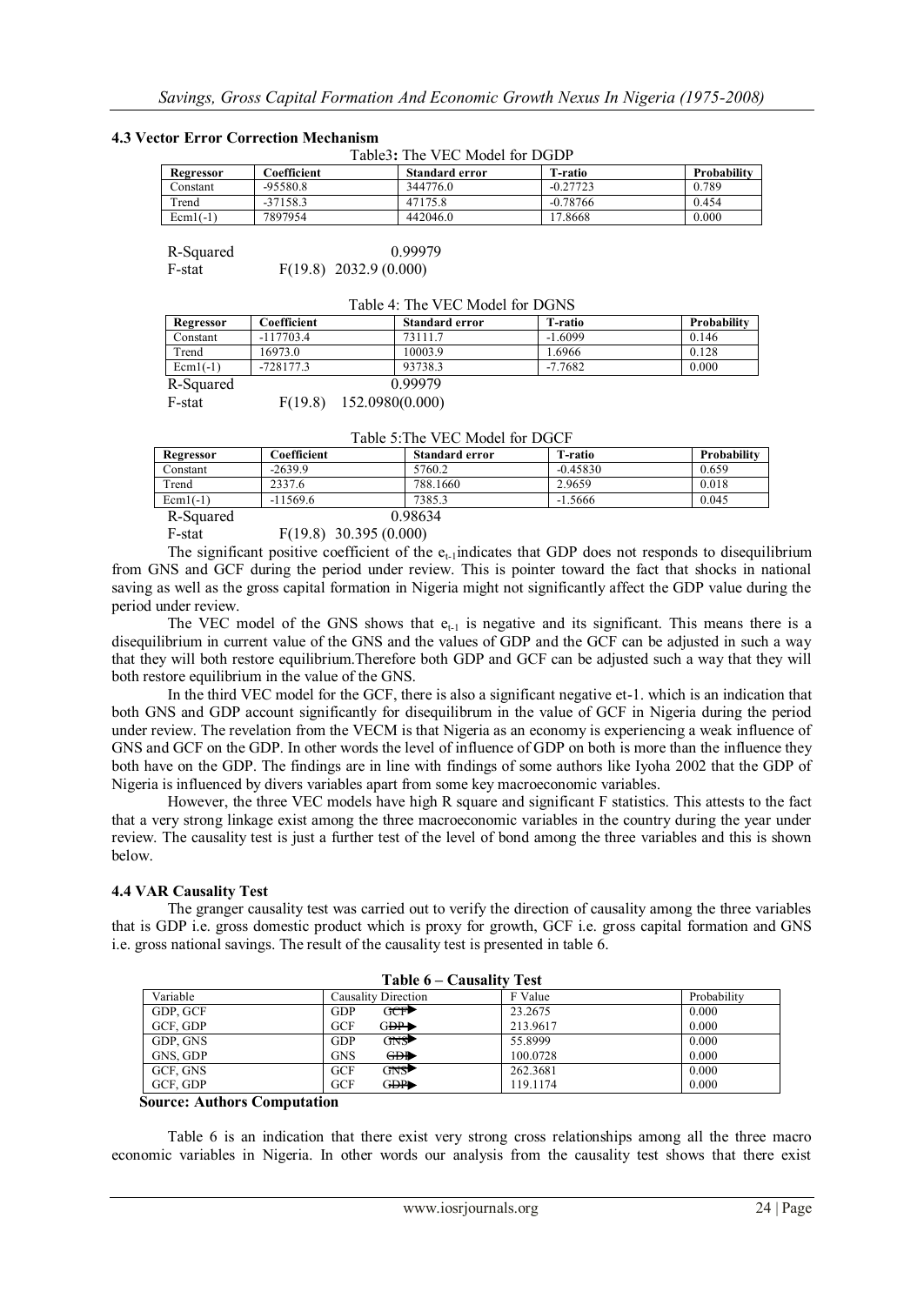### 4.3 Vector Error Correction Mechanism

Table3**:** The VEC Model for DGDP

| Regressor | Coefficient | Standard error | T-ratio | Probability |
|---|---|---|---|---|
| Constant | -95580.8 | 344776.0 | -0.27723 | 0.789 |
| Trend | -37158.3 | 47175.8 | -0.78766 | 0.454 |
| Ecm1(-1) | 7897954 | 442046.0 | 17.8668 | 0.000 |

R-Squared 0.99979

F-stat F(19.8) 2032.9 (0.000)

Table 4: The VEC Model for DGNS

| Regressor | Coefficient | Standard error | T-ratio | Probability |
|---|---|---|---|---|
| Constant | -117703.4 | 73111.7 | -1.6099 | 0.146 |
| Trend | 16973.0 | 10003.9 | 1.6966 | 0.128 |
| Ecm1(-1) | -728177.3 | 93738.3 | -7.7682 | 0.000 |

R-Squared 0.99979

F-stat F(19.8) 152.0980(0.000)

Table 5:The VEC Model for DGCF

| Regressor | Coefficient | Standard error | T-ratio | Probability |
|---|---|---|---|---|
| Constant | -2639.9 | 5760.2 | -0.45830 | 0.659 |
| Trend | 2337.6 | 788.1660 | 2.9659 | 0.018 |
| Ecm1(-1) | -11569.6 | 7385.3 | -1.5666 | 0.045 |

R-Squared 0.98634

F-stat F(19.8) 30.395 (0.000)

The significant positive coefficient of the $e_{t-1}$ indicates that GDP does not responds to disequilibrium from GNS and GCF during the period under review. This is pointer toward the fact that shocks in national saving as well as the gross capital formation in Nigeria might not significantly affect the GDP value during the period under review.

The VEC model of the GNS shows that $e_{t-1}$ is negative and its significant. This means there is a disequilibrium in current value of the GNS and the values of GDP and the GCF can be adjusted in such a way that they will both restore equilibrium.Therefore both GDP and GCF can be adjusted such a way that they will both restore equilibrium in the value of the GNS.

In the third VEC model for the GCF, there is also a significant negative et-1. which is an indication that both GNS and GDP account significantly for disequilibrum in the value of GCF in Nigeria during the period under review. The revelation from the VECM is that Nigeria as an economy is experiencing a weak influence of GNS and GCF on the GDP. In other words the level of influence of GDP on both is more than the influence they both have on the GDP. The findings are in line with findings of some authors like Iyoha 2002 that the GDP of Nigeria is influenced by divers variables apart from some key macroeconomic variables.

However, the three VEC models have high R square and significant F statistics. This attests to the fact that a very strong linkage exist among the three macroeconomic variables in the country during the year under review. The causality test is just a further test of the level of bond among the three variables and this is shown below.

### 4.4 VAR Causality Test

The granger causality test was carried out to verify the direction of causality among the three variables that is GDP i.e. gross domestic product which is proxy for growth, GCF i.e. gross capital formation and GNS i.e. gross national savings. The result of the causality test is presented in table 6.

**Table 6 – Causality Test**

| Variable | Causality Direction | F Value | Probability |
|---|---|---|---|
| GDP, GCF | GDP → GCF | 23.2675 | 0.000 |
| GCF, GDP | GCF → GDP | 213.9617 | 0.000 |
| GDP, GNS | GDP → GNS | 55.8999 | 0.000 |
| GNS, GDP | GNS → GDP | 100.0728 | 0.000 |
| GCF, GNS | GCF → GNS | 262.3681 | 0.000 |
| GCF, GDP | GCF → GDP | 119.1174 | 0.000 |

**Source: Authors Computation**

Table 6 is an indication that there exist very strong cross relationships among all the three macro economic variables in Nigeria. In other words our analysis from the causality test shows that there exist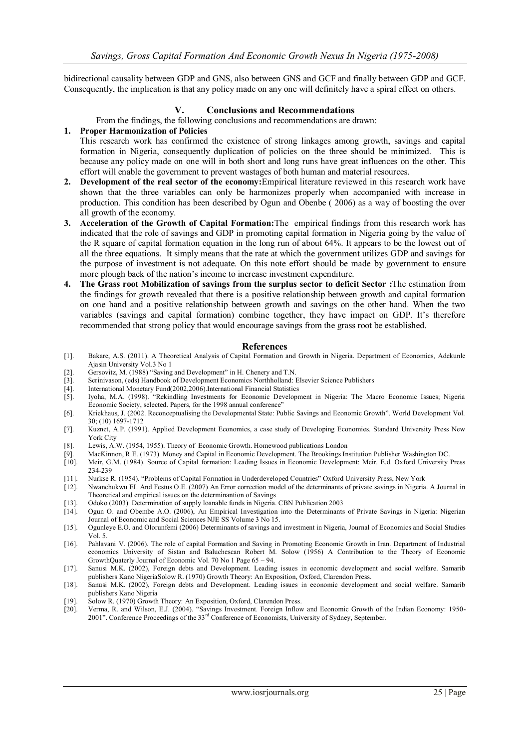bidirectional causality between GDP and GNS, also between GNS and GCF and finally between GDP and GCF. Consequently, the implication is that any policy made on any one will definitely have a spiral effect on others.

## V. Conclusions and Recommendations

From the findings, the following conclusions and recommendations are drawn:

1. **Proper Harmonization of Policies**
   This research work has confirmed the existence of strong linkages among growth, savings and capital formation in Nigeria, consequently duplication of policies on the three should be minimized. This is because any policy made on one will in both short and long runs have great influences on the other. This effort will enable the government to prevent wastages of both human and material resources.
2. **Development of the real sector of the economy:**Empirical literature reviewed in this research work have shown that the three variables can only be harmonizes properly when accompanied with increase in production. This condition has been described by Ogun and Obenbe ( 2006) as a way of boosting the over all growth of the economy.
3. **Acceleration of the Growth of Capital Formation:**The empirical findings from this research work has indicated that the role of savings and GDP in promoting capital formation in Nigeria going by the value of the R square of capital formation equation in the long run of about 64%. It appears to be the lowest out of all the three equations. It simply means that the rate at which the government utilizes GDP and savings for the purpose of investment is not adequate. On this note effort should be made by government to ensure more plough back of the nation's income to increase investment expenditure.
4. **The Grass root Mobilization of savings from the surplus sector to deficit Sector :**The estimation from the findings for growth revealed that there is a positive relationship between growth and capital formation on one hand and a positive relationship between growth and savings on the other hand. When the two variables (savings and capital formation) combine together, they have impact on GDP. It's therefore recommended that strong policy that would encourage savings from the grass root be established.

## References

[1]. Bakare, A.S. (2011). A Theoretical Analysis of Capital Formation and Growth in Nigeria. Department of Economics, Adekunle Ajasin University Vol.3 No 1

[2]. Gersovitz, M. (1988) "Saving and Development" in H. Chenery and T.N.

[3]. Scrinivason, (eds) Handbook of Development Economics Northholland: Elsevier Science Publishers

[4]. International Monetary Fund(2002,2006).International Financial Statistics

[5]. Iyoha, M.A. (1998). "Rekindling Investments for Economic Development in Nigeria: The Macro Economic Issues; Nigeria Economic Society, selected. Papers, for the 1998 annual conference"

[6]. Kriekhaus, J. (2002. Reconceptualising the Developmental State: Public Savings and Economic Growth". World Development Vol. 30; (10) 1697-1712

[7]. Kuznet, A.P. (1991). Applied Development Economics, a case study of Developing Economies. Standard University Press New York City

[8]. Lewis, A.W. (1954, 1955). Theory of Economic Growth. Homewood publications London

[9]. MacKinnon, R.E. (1973). Money and Capital in Economic Development. The Brookings Institution Publisher Washington DC.

[10]. Meir, G.M. (1984). Source of Capital formation: Leading Issues in Economic Development: Meir. E.d. Oxford University Press 234-239

[11]. Nurkse R. (1954). "Problems of Capital Formation in Underdeveloped Countries" Oxford University Press, New York

[12]. Nwanchukwu EI. And Festus O.E. (2007) An Error correction model of the determinants of private savings in Nigeria. A Journal in Theoretical and empirical issues on the determinantion of Savings

[13]. Odoko (2003) Determination of supply loanable funds in Nigeria. CBN Publication 2003

[14]. Ogun O. and Obembe A.O. (2006), An Empirical Investigation into the Determinants of Private Savings in Nigeria: Nigerian Journal of Economic and Social Sciences NJE SS Volume 3 No 15.

[15]. Ogunleye E.O. and Olorunfemi (2006) Determinants of savings and investment in Nigeria, Journal of Economics and Social Studies Vol. 5.

[16]. Pahlavani V. (2006). The role of capital Formation and Saving in Promoting Economic Growth in Iran. Department of Industrial economics University of Sistan and Baluchescan Robert M. Solow (1956) A Contribution to the Theory of Economic GrowthQuaterly Journal of Economic Vol. 70 No 1 Page 65 – 94.

[17]. Sanusi M.K. (2002), Foreign debts and Development. Leading issues in economic development and social welfare. Samarib publishers Kano NigeriaSolow R. (1970) Growth Theory: An Exposition, Oxford, Clarendon Press.

[18]. Sanusi M.K. (2002), Foreign debts and Development. Leading issues in economic development and social welfare. Samarib publishers Kano Nigeria

[19]. Solow R. (1970) Growth Theory: An Exposition, Oxford, Clarendon Press.

[20]. Verma, R. and Wilson, E.J. (2004). "Savings Investment. Foreign Inflow and Economic Growth of the Indian Economy: 1950-2001". Conference Proceedings of the 33rd Conference of Economists, University of Sydney, September.